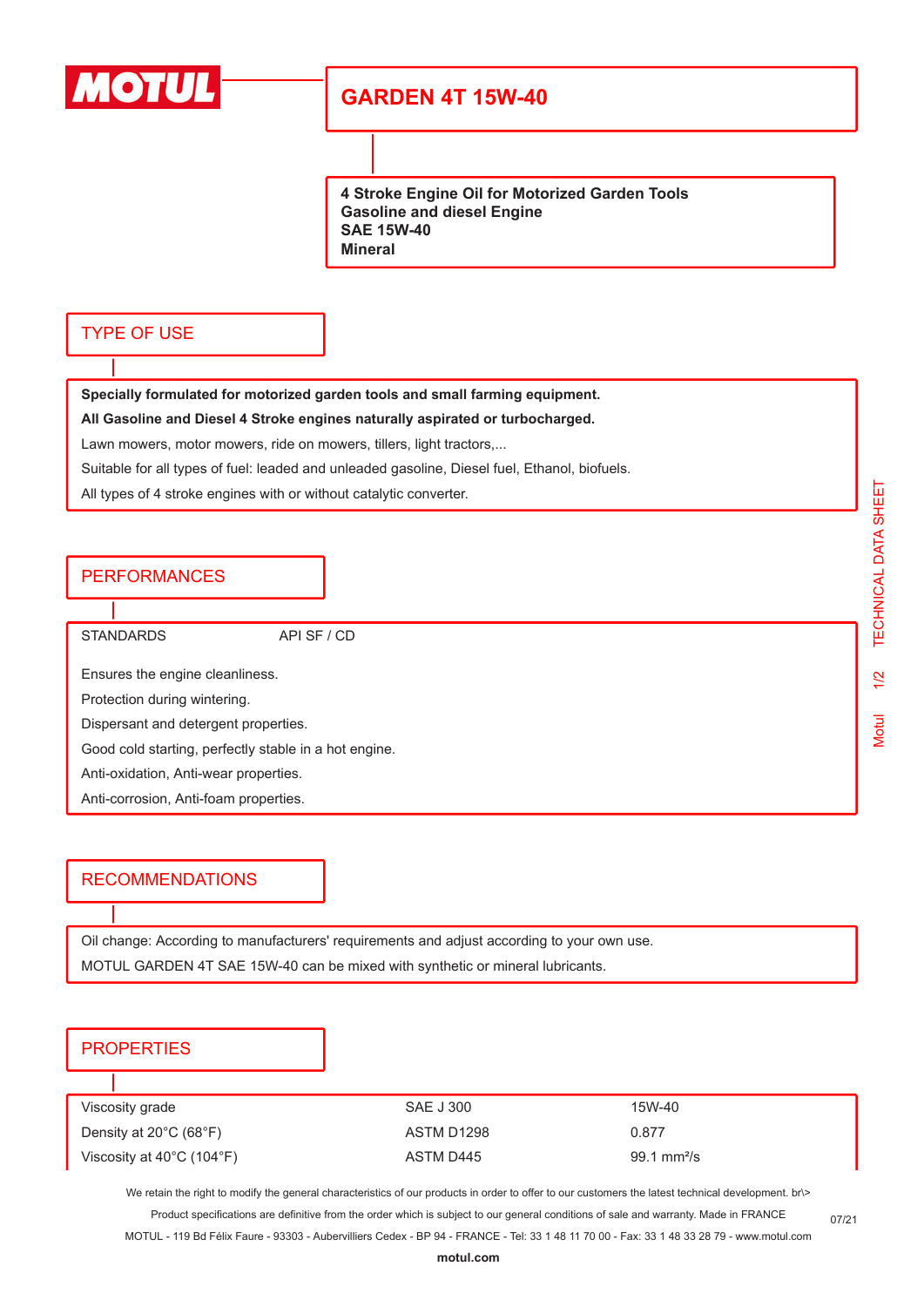# GARDEN 4T 15W-40

**4 Stroke Engine Oil for Motorized Garden Tools**
**Gasoline and diesel Engine**
**SAE 15W-40**
**Mineral**

## TYPE OF USE

**Specially formulated for motorized garden tools and small farming equipment.**

**All Gasoline and Diesel 4 Stroke engines naturally aspirated or turbocharged.**

Lawn mowers, motor mowers, ride on mowers, tillers, light tractors,...

Suitable for all types of fuel: leaded and unleaded gasoline, Diesel fuel, Ethanol, biofuels.

All types of 4 stroke engines with or without catalytic converter.

## PERFORMANCES

STANDARDS API SF / CD

Ensures the engine cleanliness.

Protection during wintering.

Dispersant and detergent properties.

Good cold starting, perfectly stable in a hot engine.

Anti-oxidation, Anti-wear properties.

Anti-corrosion, Anti-foam properties.

## RECOMMENDATIONS

Oil change: According to manufacturers' requirements and adjust according to your own use.

MOTUL GARDEN 4T SAE 15W-40 can be mixed with synthetic or mineral lubricants.

## PROPERTIES

| | | |
|---|---|---|
| Viscosity grade | SAE J 300 | 15W-40 |
| Density at 20°C (68°F) | ASTM D1298 | 0.877 |
| Viscosity at 40°C (104°F) | ASTM D445 | 99.1 mm²/s |

We retain the right to modify the general characteristics of our products in order to offer to our customers the latest technical development. br\>
Product specifications are definitive from the order which is subject to our general conditions of sale and warranty. Made in FRANCE
MOTUL - 119 Bd Félix Faure - 93303 - Aubervilliers Cedex - BP 94 - FRANCE - Tel: 33 1 48 11 70 00 - Fax: 33 1 48 33 28 79 - www.motul.com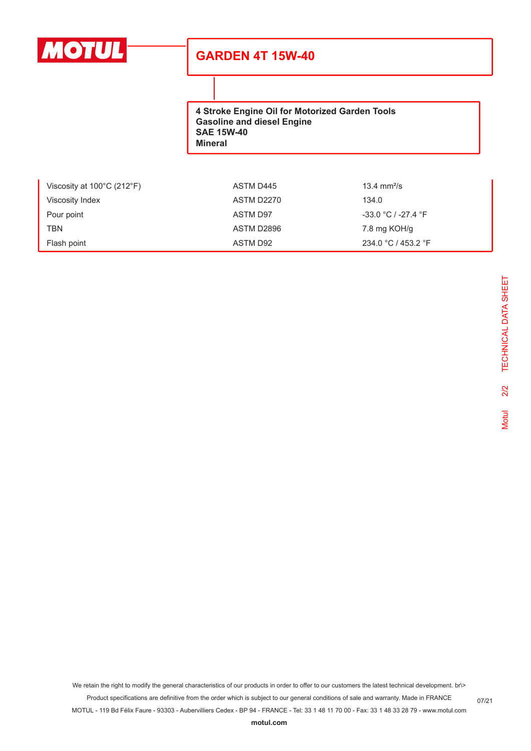# GARDEN 4T 15W-40

**4 Stroke Engine Oil for Motorized Garden Tools**
**Gasoline and diesel Engine**
**SAE 15W-40**
**Mineral**

| | | |
|---|---|---|
| Viscosity at 100°C (212°F) | ASTM D445 | 13.4 mm²/s |
| Viscosity Index | ASTM D2270 | 134.0 |
| Pour point | ASTM D97 | -33.0 °C / -27.4 °F |
| TBN | ASTM D2896 | 7.8 mg KOH/g |
| Flash point | ASTM D92 | 234.0 °C / 453.2 °F |

We retain the right to modify the general characteristics of our products in order to offer to our customers the latest technical development. br\>
Product specifications are definitive from the order which is subject to our general conditions of sale and warranty. Made in FRANCE

07/21

MOTUL - 119 Bd Félix Faure - 93303 - Aubervilliers Cedex - BP 94 - FRANCE - Tel: 33 1 48 11 70 00 - Fax: 33 1 48 33 28 79 - www.motul.com

**motul.com**